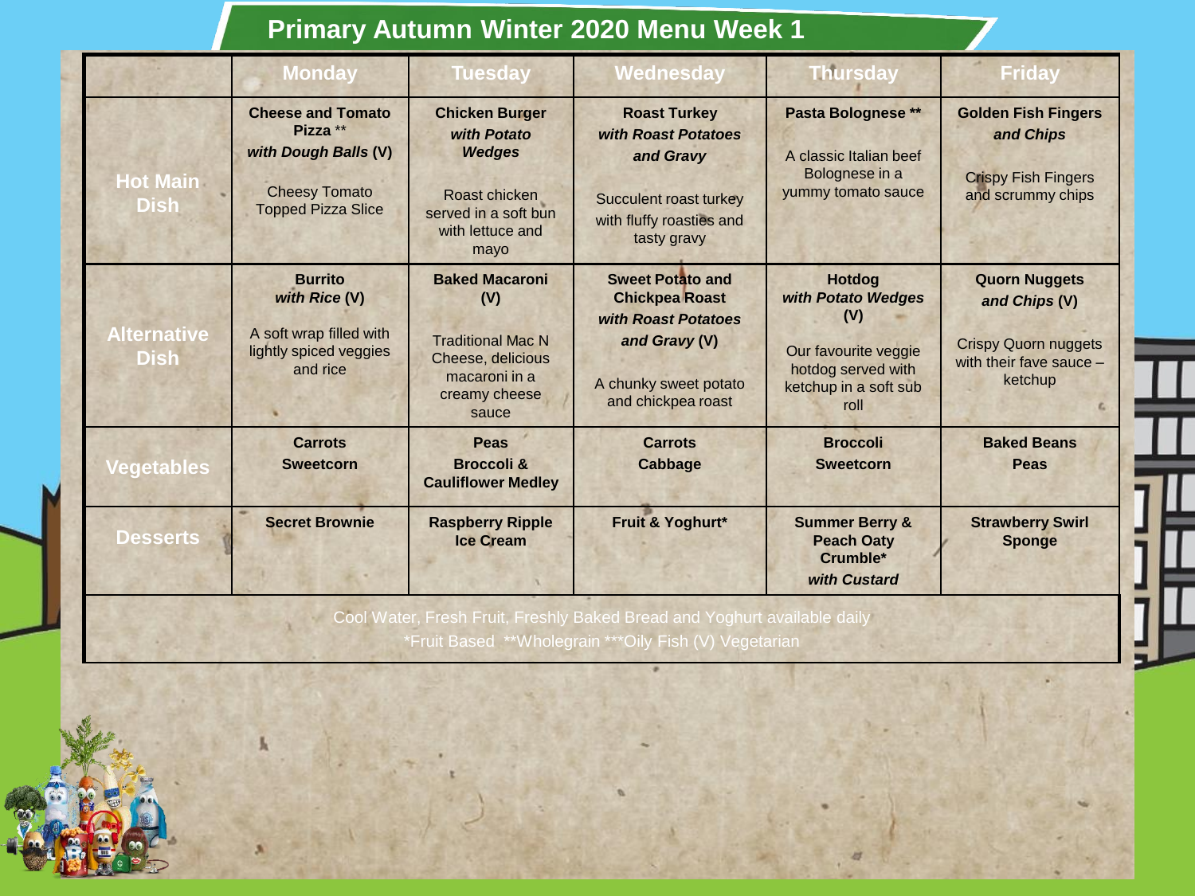# Primary Autumn Winter 2020 Menu Week 1

| | Monday | Tuesday | Wednesday | Thursday | Friday |
|---|---|---|---|---|---|
| Hot Main Dish | **Cheese and Tomato Pizza** ** ***with Dough Balls* (V)** Cheesy Tomato Topped Pizza Slice | **Chicken Burger** ***with Potato Wedges*** Roast chicken served in a soft bun with lettuce and mayo | **Roast Turkey** ***with Roast Potatoes and Gravy*** Succulent roast turkey with fluffy roasties and tasty gravy | **Pasta Bolognese** ** A classic Italian beef Bolognese in a yummy tomato sauce | **Golden Fish Fingers** ***and Chips*** Crispy Fish Fingers and scrummy chips |
| Alternative Dish | **Burrito** ***with Rice* (V)** A soft wrap filled with lightly spiced veggies and rice | **Baked Macaroni (V)** Traditional Mac N Cheese, delicious macaroni in a creamy cheese sauce | **Sweet Potato and Chickpea Roast** ***with Roast Potatoes and Gravy* (V)** A chunky sweet potato and chickpea roast | **Hotdog** ***with Potato Wedges*** **(V)** Our favourite veggie hotdog served with ketchup in a soft sub roll | **Quorn Nuggets** ***and Chips* (V)** Crispy Quorn nuggets with their fave sauce – ketchup |
| Vegetables | **Carrots** **Sweetcorn** | **Peas** **Broccoli & Cauliflower Medley** | **Carrots** **Cabbage** | **Broccoli** **Sweetcorn** | **Baked Beans** **Peas** |
| Desserts | **Secret Brownie** | **Raspberry Ripple Ice Cream** | **Fruit & Yoghurt*** | **Summer Berry & Peach Oaty Crumble*** ***with Custard*** | **Strawberry Swirl Sponge** |

Cool Water, Fresh Fruit, Freshly Baked Bread and Yoghurt available daily

*Fruit Based **Wholegrain ***Oily Fish (V) Vegetarian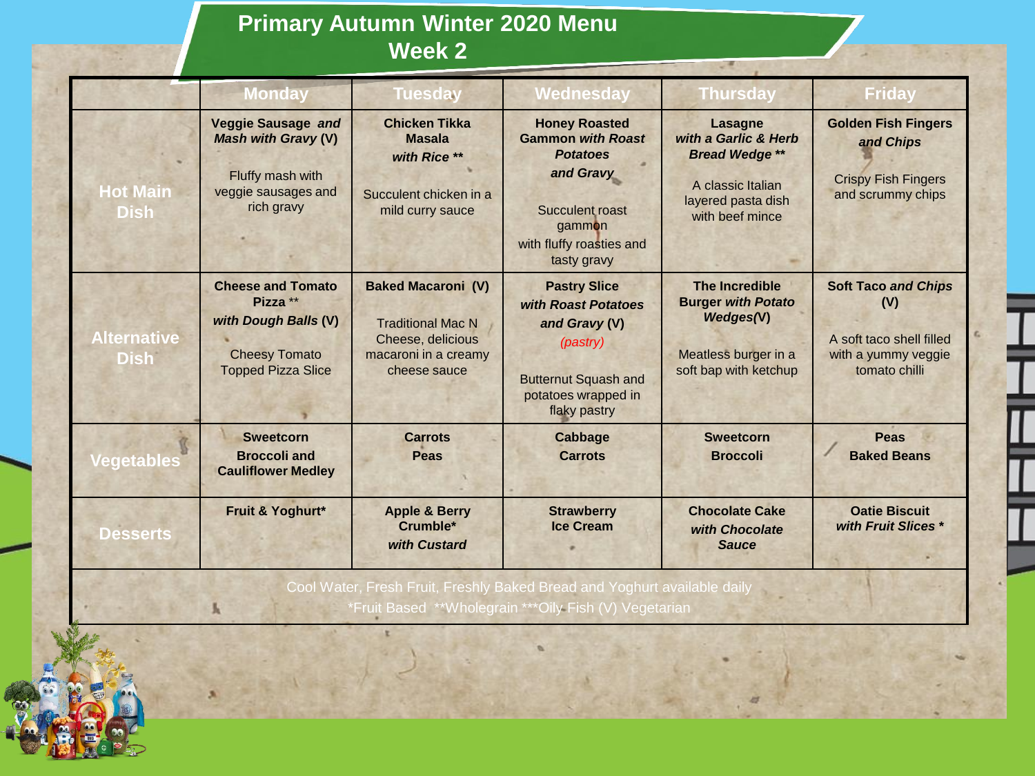# Primary Autumn Winter 2020 Menu
## Week 2

| | Monday | Tuesday | Wednesday | Thursday | Friday |
|---|---|---|---|---|---|
| Hot Main Dish | **Veggie Sausage *and Mash with Gravy* (V)**<br><br>Fluffy mash with veggie sausages and rich gravy | **Chicken Tikka Masala *with Rice* \*\***<br><br>Succulent chicken in a mild curry sauce | **Honey Roasted Gammon *with Roast Potatoes and Gravy***<br><br>Succulent roast gammon with fluffy roasties and tasty gravy | **Lasagne *with a Garlic & Herb Bread Wedge* \*\***<br><br>A classic Italian layered pasta dish with beef mince | **Golden Fish Fingers *and Chips***<br><br>Crispy Fish Fingers and scrummy chips |
| Alternative Dish | **Cheese and Tomato Pizza** \*\* ***with Dough Balls* (V)**<br><br>Cheesy Tomato Topped Pizza Slice | **Baked Macaroni (V)**<br><br>Traditional Mac N Cheese, delicious macaroni in a creamy cheese sauce | **Pastry Slice *with Roast Potatoes and Gravy* (V)** *(pastry)*<br><br>Butternut Squash and potatoes wrapped in flaky pastry | **The Incredible Burger *with Potato Wedges*(V)**<br><br>Meatless burger in a soft bap with ketchup | **Soft Taco *and Chips* (V)**<br><br>A soft taco shell filled with a yummy veggie tomato chilli |
| Vegetables | **Sweetcorn**<br>**Broccoli and Cauliflower Medley** | **Carrots**<br>**Peas** | **Cabbage**<br>**Carrots** | **Sweetcorn**<br>**Broccoli** | **Peas**<br>**Baked Beans** |
| Desserts | **Fruit & Yoghurt\*** | **Apple & Berry Crumble\* *with Custard*** | **Strawberry Ice Cream** | **Chocolate Cake *with Chocolate Sauce*** | **Oatie Biscuit *with Fruit Slices* \*** |

Cool Water, Fresh Fruit, Freshly Baked Bread and Yoghurt available daily

*Fruit Based **Wholegrain ***Oily Fish (V) Vegetarian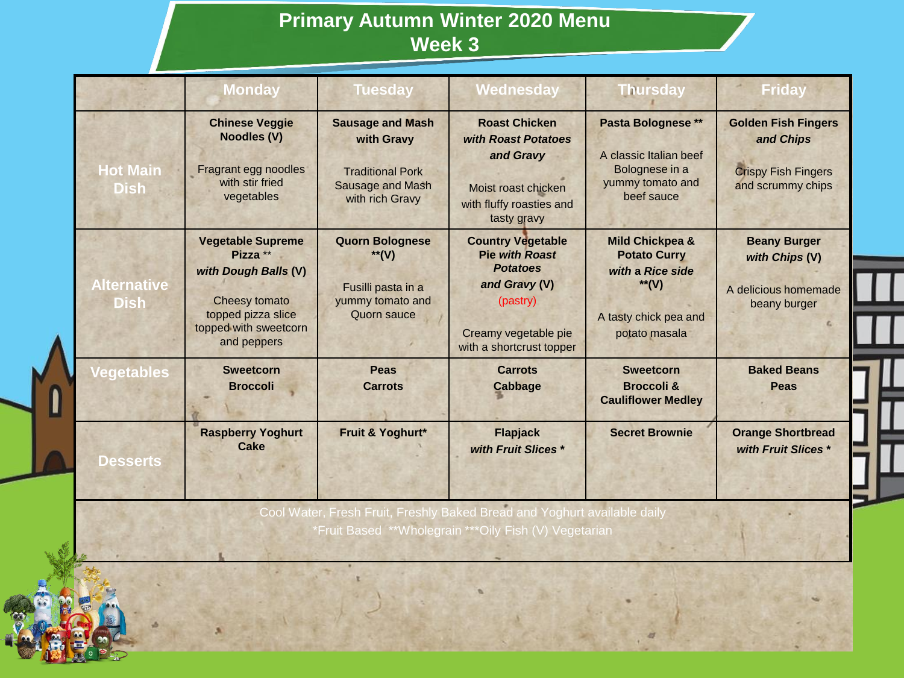# Primary Autumn Winter 2020 Menu
## Week 3

| | Monday | Tuesday | Wednesday | Thursday | Friday |
|---|---|---|---|---|---|
| **Hot Main Dish** | **Chinese Veggie Noodles (V)**<br><br>Fragrant egg noodles with stir fried vegetables | **Sausage and Mash with Gravy**<br><br>Traditional Pork Sausage and Mash with rich Gravy | **Roast Chicken *with Roast Potatoes and Gravy***<br><br>Moist roast chicken with fluffy roasties and tasty gravy | **Pasta Bolognese \*\***<br><br>A classic Italian beef Bolognese in a yummy tomato and beef sauce | **Golden Fish Fingers *and Chips***<br><br>Crispy Fish Fingers and scrummy chips |
| **Alternative Dish** | **Vegetable Supreme Pizza** \*\* ***with Dough Balls* (V)**<br><br>Cheesy tomato topped pizza slice topped with sweetcorn and peppers | **Quorn Bolognese \*\*(V)**<br><br>Fusilli pasta in a yummy tomato and Quorn sauce | **Country Vegetable Pie *with Roast Potatoes and Gravy* (V)**<br>(pastry)<br><br>Creamy vegetable pie with a shortcrust topper | **Mild Chickpea & Potato Curry *with a Rice side* \*\*(V)**<br><br>A tasty chick pea and potato masala | **Beany Burger *with Chips* (V)**<br><br>A delicious homemade beany burger |
| **Vegetables** | **Sweetcorn**<br>**Broccoli** | **Peas**<br>**Carrots** | **Carrots**<br>**Cabbage** | **Sweetcorn**<br>**Broccoli & Cauliflower Medley** | **Baked Beans**<br>**Peas** |
| **Desserts** | **Raspberry Yoghurt Cake** | **Fruit & Yoghurt\*** | **Flapjack *with Fruit Slices \**** | **Secret Brownie** | **Orange Shortbread *with Fruit Slices \**** |

Cool Water, Fresh Fruit, Freshly Baked Bread and Yoghurt available daily

\*Fruit Based \*\*Wholegrain \*\*\*Oily Fish (V) Vegetarian